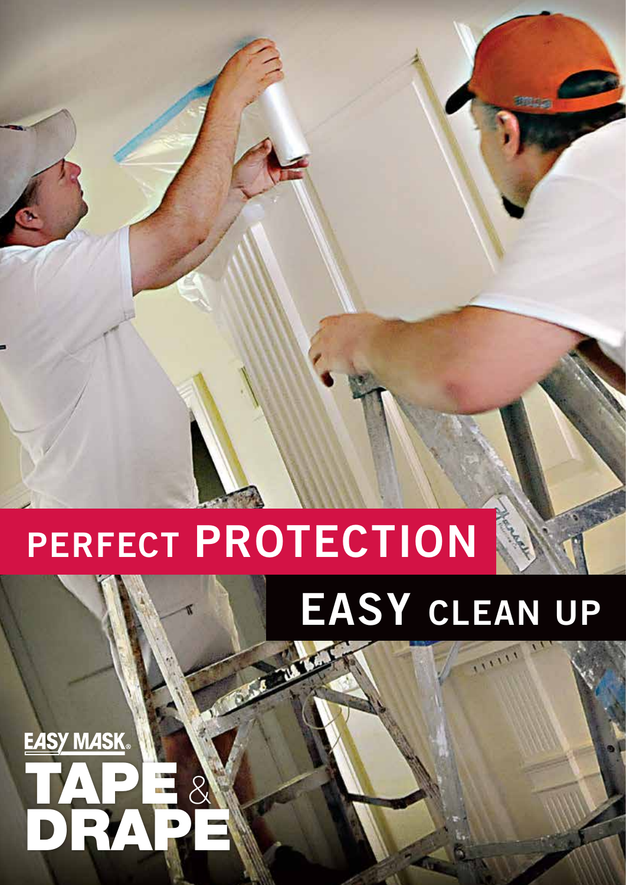# PERFECT PROTECTION

# EASY CLEAN UP

EASY MASK®

# TAPE & DRAPE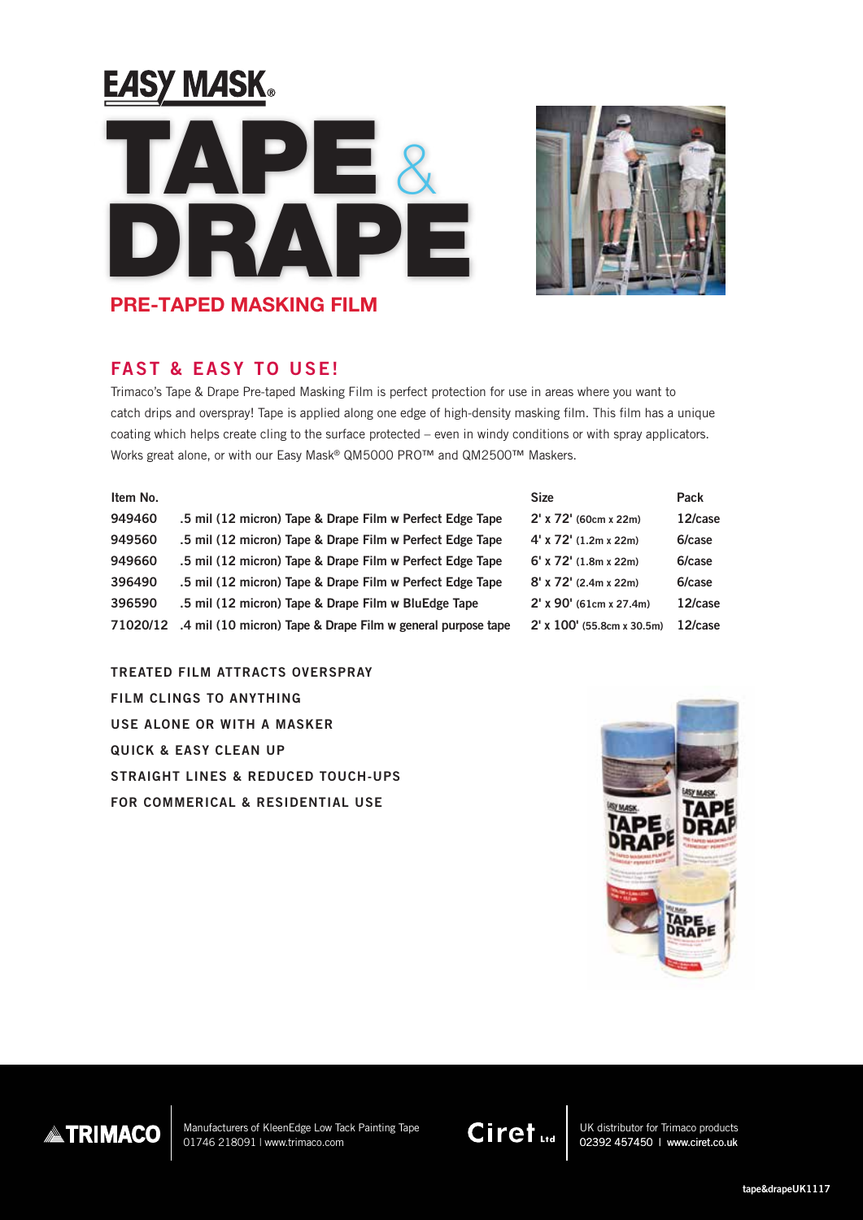# EASY MASK®

# TAPE & DRAPE

## PRE-TAPED MASKING FILM

## FAST & EASY TO USE!

Trimaco's Tape & Drape Pre-taped Masking Film is perfect protection for use in areas where you want to catch drips and overspray! Tape is applied along one edge of high-density masking film. This film has a unique coating which helps create cling to the surface protected – even in windy conditions or with spray applicators. Works great alone, or with our Easy Mask® QM5000 PRO™ and QM2500™ Maskers.

| Item No. | | Size | Pack |
|---|---|---|---|
| 949460 | .5 mil (12 micron) Tape & Drape Film w Perfect Edge Tape | 2' x 72' (60cm x 22m) | 12/case |
| 949560 | .5 mil (12 micron) Tape & Drape Film w Perfect Edge Tape | 4' x 72' (1.2m x 22m) | 6/case |
| 949660 | .5 mil (12 micron) Tape & Drape Film w Perfect Edge Tape | 6' x 72' (1.8m x 22m) | 6/case |
| 396490 | .5 mil (12 micron) Tape & Drape Film w Perfect Edge Tape | 8' x 72' (2.4m x 22m) | 6/case |
| 396590 | .5 mil (12 micron) Tape & Drape Film w BluEdge Tape | 2' x 90' (61cm x 27.4m) | 12/case |
| 71020/12 | .4 mil (10 micron) Tape & Drape Film w general purpose tape | 2' x 100' (55.8cm x 30.5m) | 12/case |

**TREATED FILM ATTRACTS OVERSPRAY**

**FILM CLINGS TO ANYTHING**

**USE ALONE OR WITH A MASKER**

**QUICK & EASY CLEAN UP**

**STRAIGHT LINES & REDUCED TOUCH-UPS**

**FOR COMMERICAL & RESIDENTIAL USE**

TRIMACO — Manufacturers of KleenEdge Low Tack Painting Tape 01746 218091 | www.trimaco.com

Ciret Ltd — UK distributor for Trimaco products 02392 457450 | www.ciret.co.uk

tape&drapeUK1117